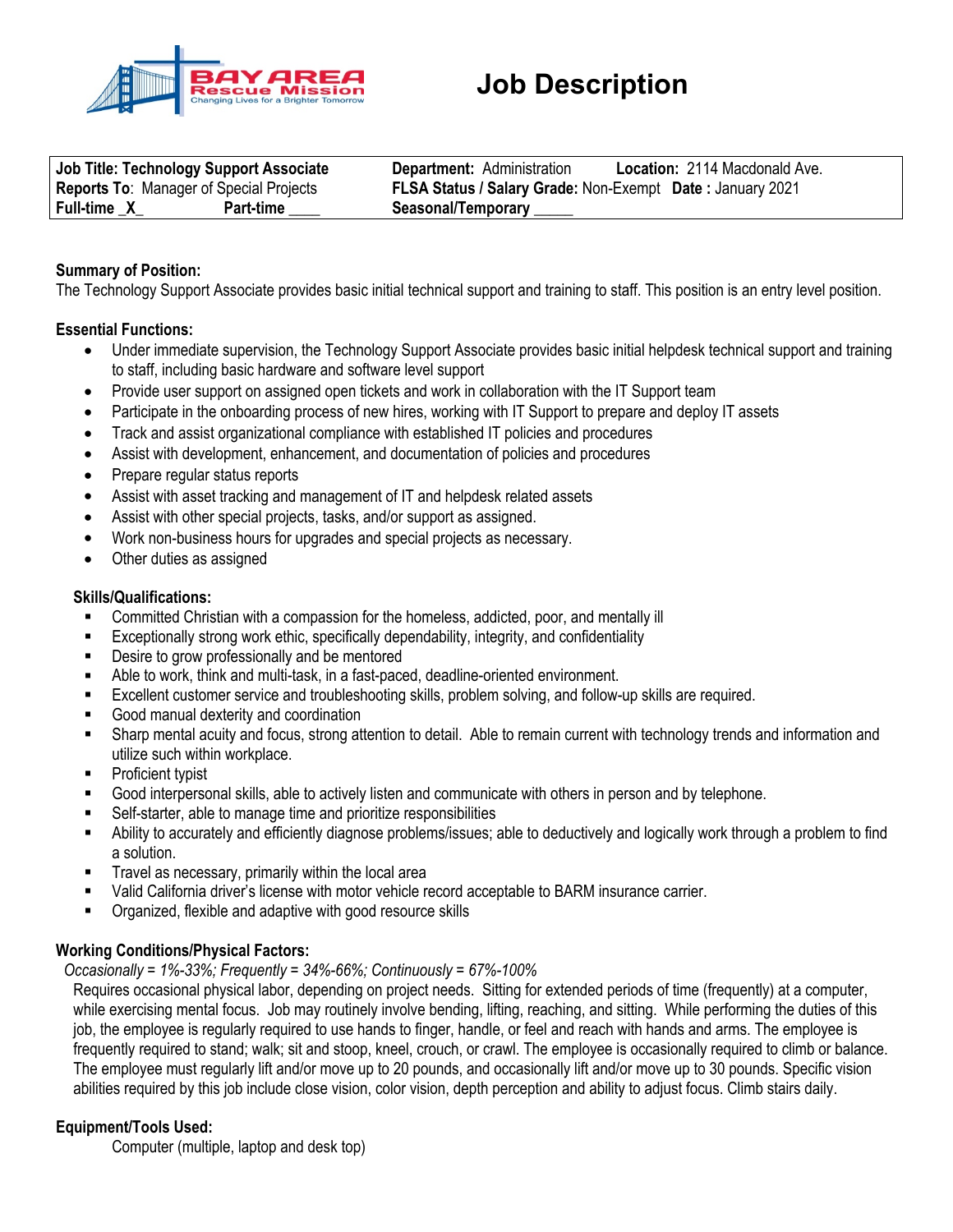BAY AREA Rescue Mission
Changing Lives for a Brighter Tomorrow

# Job Description

| **Job Title: Technology Support Associate** | **Department:** Administration | **Location:** 2114 Macdonald Ave. |
|---|---|---|
| **Reports To**: Manager of Special Projects | **FLSA Status / Salary Grade:** Non-Exempt | **Date :** January 2021 |
| **Full-time _X_** **Part-time ____** | **Seasonal/Temporary _____** | |

**Summary of Position:**

The Technology Support Associate provides basic initial technical support and training to staff. This position is an entry level position.

**Essential Functions:**

- Under immediate supervision, the Technology Support Associate provides basic initial helpdesk technical support and training to staff, including basic hardware and software level support
- Provide user support on assigned open tickets and work in collaboration with the IT Support team
- Participate in the onboarding process of new hires, working with IT Support to prepare and deploy IT assets
- Track and assist organizational compliance with established IT policies and procedures
- Assist with development, enhancement, and documentation of policies and procedures
- Prepare regular status reports
- Assist with asset tracking and management of IT and helpdesk related assets
- Assist with other special projects, tasks, and/or support as assigned.
- Work non-business hours for upgrades and special projects as necessary.
- Other duties as assigned

**Skills/Qualifications:**

- Committed Christian with a compassion for the homeless, addicted, poor, and mentally ill
- Exceptionally strong work ethic, specifically dependability, integrity, and confidentiality
- Desire to grow professionally and be mentored
- Able to work, think and multi-task, in a fast-paced, deadline-oriented environment.
- Excellent customer service and troubleshooting skills, problem solving, and follow-up skills are required.
- Good manual dexterity and coordination
- Sharp mental acuity and focus, strong attention to detail. Able to remain current with technology trends and information and utilize such within workplace.
- Proficient typist
- Good interpersonal skills, able to actively listen and communicate with others in person and by telephone.
- Self-starter, able to manage time and prioritize responsibilities
- Ability to accurately and efficiently diagnose problems/issues; able to deductively and logically work through a problem to find a solution.
- Travel as necessary, primarily within the local area
- Valid California driver's license with motor vehicle record acceptable to BARM insurance carrier.
- Organized, flexible and adaptive with good resource skills

**Working Conditions/Physical Factors:**

*Occasionally = 1%-33%; Frequently = 34%-66%; Continuously = 67%-100%*

Requires occasional physical labor, depending on project needs. Sitting for extended periods of time (frequently) at a computer, while exercising mental focus. Job may routinely involve bending, lifting, reaching, and sitting. While performing the duties of this job, the employee is regularly required to use hands to finger, handle, or feel and reach with hands and arms. The employee is frequently required to stand; walk; sit and stoop, kneel, crouch, or crawl. The employee is occasionally required to climb or balance. The employee must regularly lift and/or move up to 20 pounds, and occasionally lift and/or move up to 30 pounds. Specific vision abilities required by this job include close vision, color vision, depth perception and ability to adjust focus. Climb stairs daily.

**Equipment/Tools Used:**

Computer (multiple, laptop and desk top)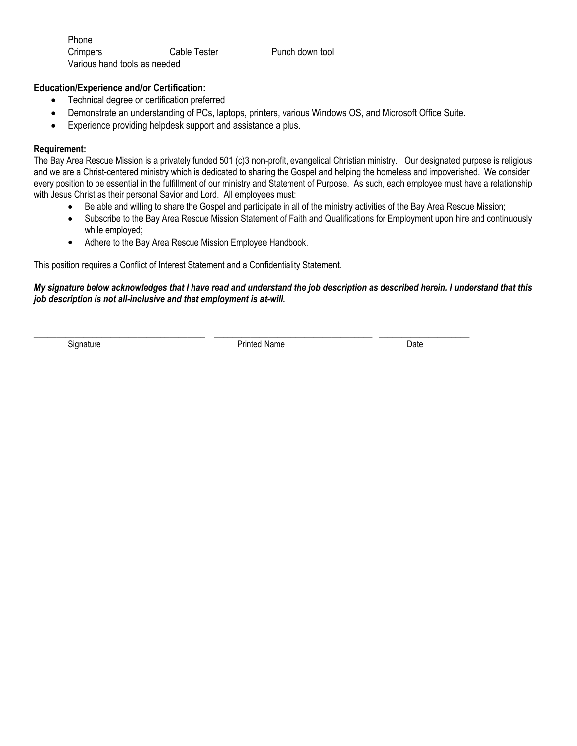Phone
Crimpers        Cable Tester        Punch down tool
Various hand tools as needed

**Education/Experience and/or Certification:**

- Technical degree or certification preferred
- Demonstrate an understanding of PCs, laptops, printers, various Windows OS, and Microsoft Office Suite.
- Experience providing helpdesk support and assistance a plus.

**Requirement:**

The Bay Area Rescue Mission is a privately funded 501 (c)3 non-profit, evangelical Christian ministry. Our designated purpose is religious and we are a Christ-centered ministry which is dedicated to sharing the Gospel and helping the homeless and impoverished. We consider every position to be essential in the fulfillment of our ministry and Statement of Purpose. As such, each employee must have a relationship with Jesus Christ as their personal Savior and Lord. All employees must:

- Be able and willing to share the Gospel and participate in all of the ministry activities of the Bay Area Rescue Mission;
- Subscribe to the Bay Area Rescue Mission Statement of Faith and Qualifications for Employment upon hire and continuously while employed;
- Adhere to the Bay Area Rescue Mission Employee Handbook.

This position requires a Conflict of Interest Statement and a Confidentiality Statement.

***My signature below acknowledges that I have read and understand the job description as described herein. I understand that this job description is not all-inclusive and that employment is at-will.***

______________________________________ ____________________________________ ____________________
Signature        Printed Name        Date